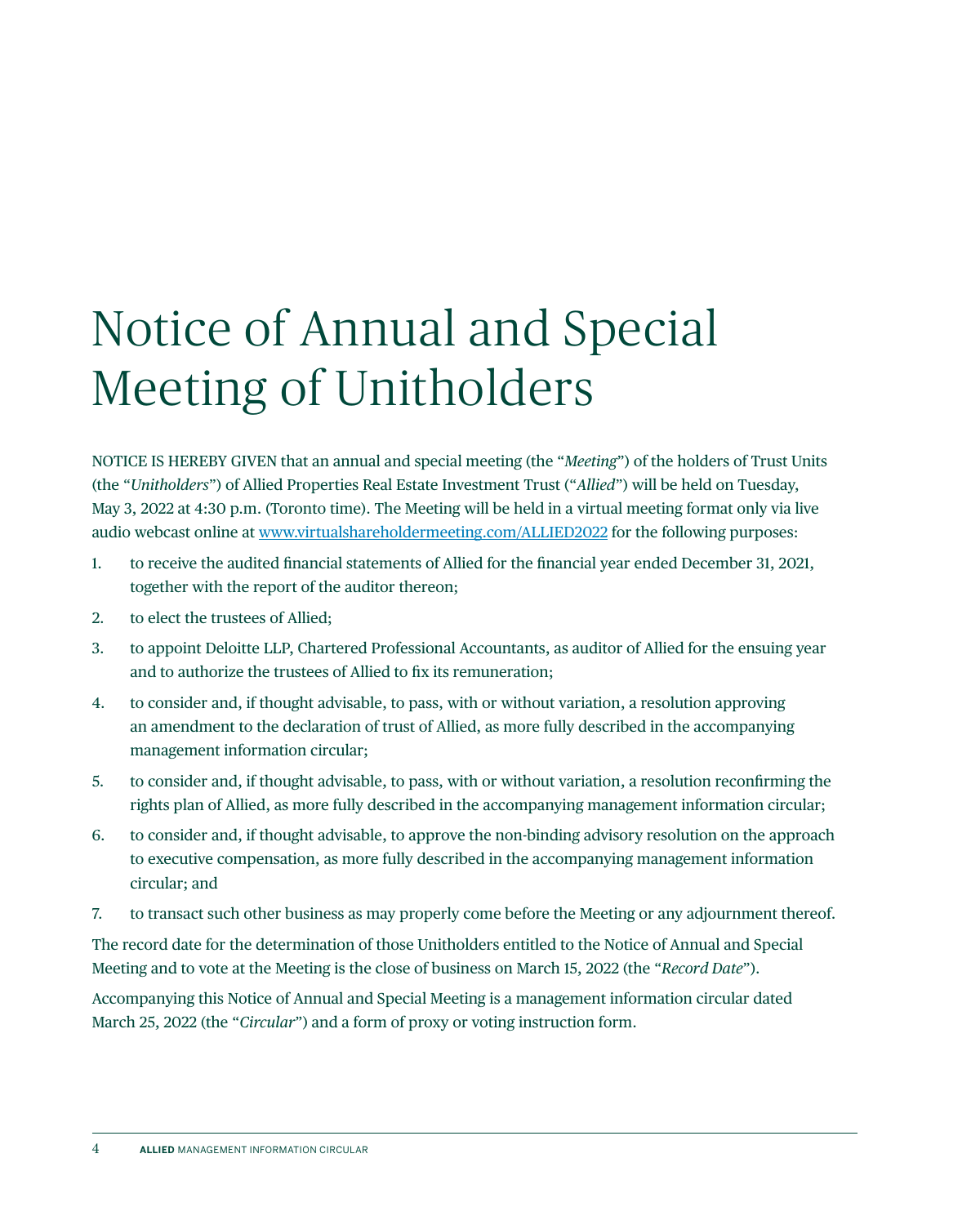# Notice of Annual and Special Meeting of Unitholders

NOTICE IS HEREBY GIVEN that an annual and special meeting (the "*Meeting*") of the holders of Trust Units (the "*Unitholders*") of Allied Properties Real Estate Investment Trust ("*Allied*") will be held on Tuesday, May 3, 2022 at 4:30 p.m. (Toronto time). The Meeting will be held in a virtual meeting format only via live audio webcast online at [www.virtualshareholdermeeting.com/ALLIED2022](www.virtualshareholdermeeting.com/ALLIED2022) for the following purposes:

1. to receive the audited financial statements of Allied for the financial year ended December 31, 2021, together with the report of the auditor thereon;
2. to elect the trustees of Allied;
3. to appoint Deloitte LLP, Chartered Professional Accountants, as auditor of Allied for the ensuing year and to authorize the trustees of Allied to fix its remuneration;
4. to consider and, if thought advisable, to pass, with or without variation, a resolution approving an amendment to the declaration of trust of Allied, as more fully described in the accompanying management information circular;
5. to consider and, if thought advisable, to pass, with or without variation, a resolution reconfirming the rights plan of Allied, as more fully described in the accompanying management information circular;
6. to consider and, if thought advisable, to approve the non-binding advisory resolution on the approach to executive compensation, as more fully described in the accompanying management information circular; and
7. to transact such other business as may properly come before the Meeting or any adjournment thereof.

The record date for the determination of those Unitholders entitled to the Notice of Annual and Special Meeting and to vote at the Meeting is the close of business on March 15, 2022 (the "*Record Date*").

Accompanying this Notice of Annual and Special Meeting is a management information circular dated March 25, 2022 (the "*Circular*") and a form of proxy or voting instruction form.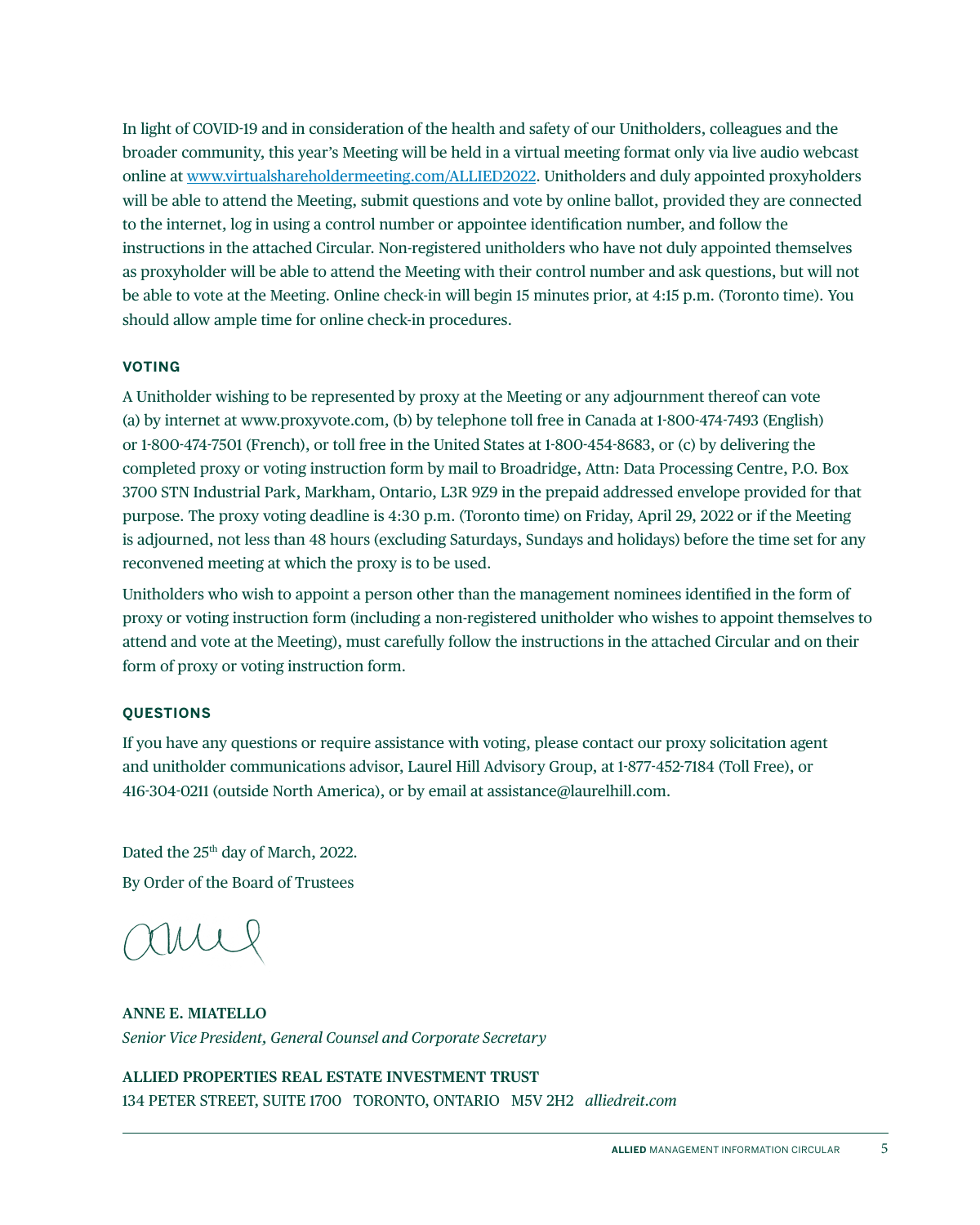In light of COVID-19 and in consideration of the health and safety of our Unitholders, colleagues and the broader community, this year's Meeting will be held in a virtual meeting format only via live audio webcast online at [www.virtualshareholdermeeting.com/ALLIED2022](www.virtualshareholdermeeting.com/ALLIED2022). Unitholders and duly appointed proxyholders will be able to attend the Meeting, submit questions and vote by online ballot, provided they are connected to the internet, log in using a control number or appointee identification number, and follow the instructions in the attached Circular. Non-registered unitholders who have not duly appointed themselves as proxyholder will be able to attend the Meeting with their control number and ask questions, but will not be able to vote at the Meeting. Online check-in will begin 15 minutes prior, at 4:15 p.m. (Toronto time). You should allow ample time for online check-in procedures.

### VOTING

A Unitholder wishing to be represented by proxy at the Meeting or any adjournment thereof can vote (a) by internet at www.proxyvote.com, (b) by telephone toll free in Canada at 1-800-474-7493 (English) or 1-800-474-7501 (French), or toll free in the United States at 1-800-454-8683, or (c) by delivering the completed proxy or voting instruction form by mail to Broadridge, Attn: Data Processing Centre, P.O. Box 3700 STN Industrial Park, Markham, Ontario, L3R 9Z9 in the prepaid addressed envelope provided for that purpose. The proxy voting deadline is 4:30 p.m. (Toronto time) on Friday, April 29, 2022 or if the Meeting is adjourned, not less than 48 hours (excluding Saturdays, Sundays and holidays) before the time set for any reconvened meeting at which the proxy is to be used.

Unitholders who wish to appoint a person other than the management nominees identified in the form of proxy or voting instruction form (including a non-registered unitholder who wishes to appoint themselves to attend and vote at the Meeting), must carefully follow the instructions in the attached Circular and on their form of proxy or voting instruction form.

### QUESTIONS

If you have any questions or require assistance with voting, please contact our proxy solicitation agent and unitholder communications advisor, Laurel Hill Advisory Group, at 1-877-452-7184 (Toll Free), or 416-304-0211 (outside North America), or by email at assistance@laurelhill.com.

Dated the 25th day of March, 2022.

By Order of the Board of Trustees

**ANNE E. MIATELLO**
*Senior Vice President, General Counsel and Corporate Secretary*

**ALLIED PROPERTIES REAL ESTATE INVESTMENT TRUST**
134 PETER STREET, SUITE 1700 TORONTO, ONTARIO M5V 2H2 *alliedreit.com*